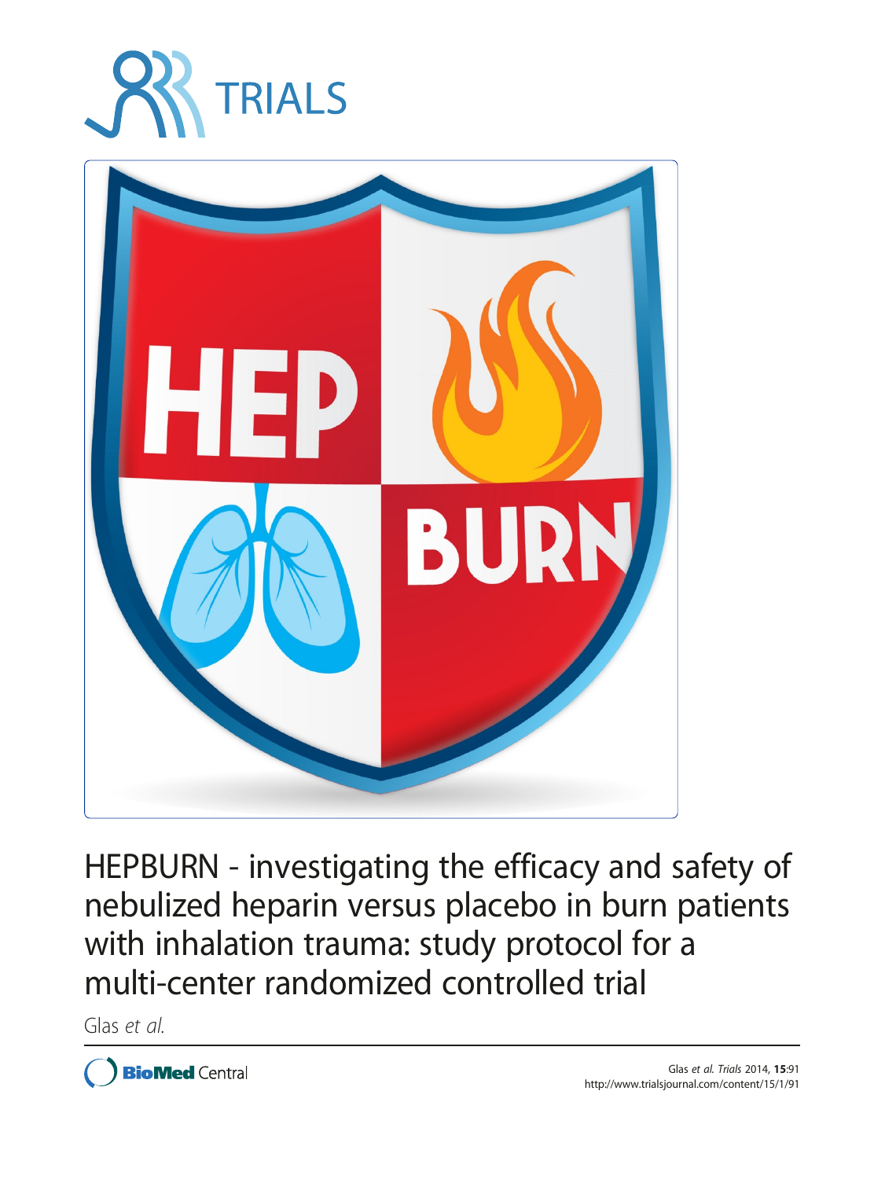TRIALS

# HEPBURN - investigating the efficacy and safety of nebulized heparin versus placebo in burn patients with inhalation trauma: study protocol for a multi-center randomized controlled trial

Glas *et al.*

Glas *et al. Trials* 2014, **15**:91
http://www.trialsjournal.com/content/15/1/91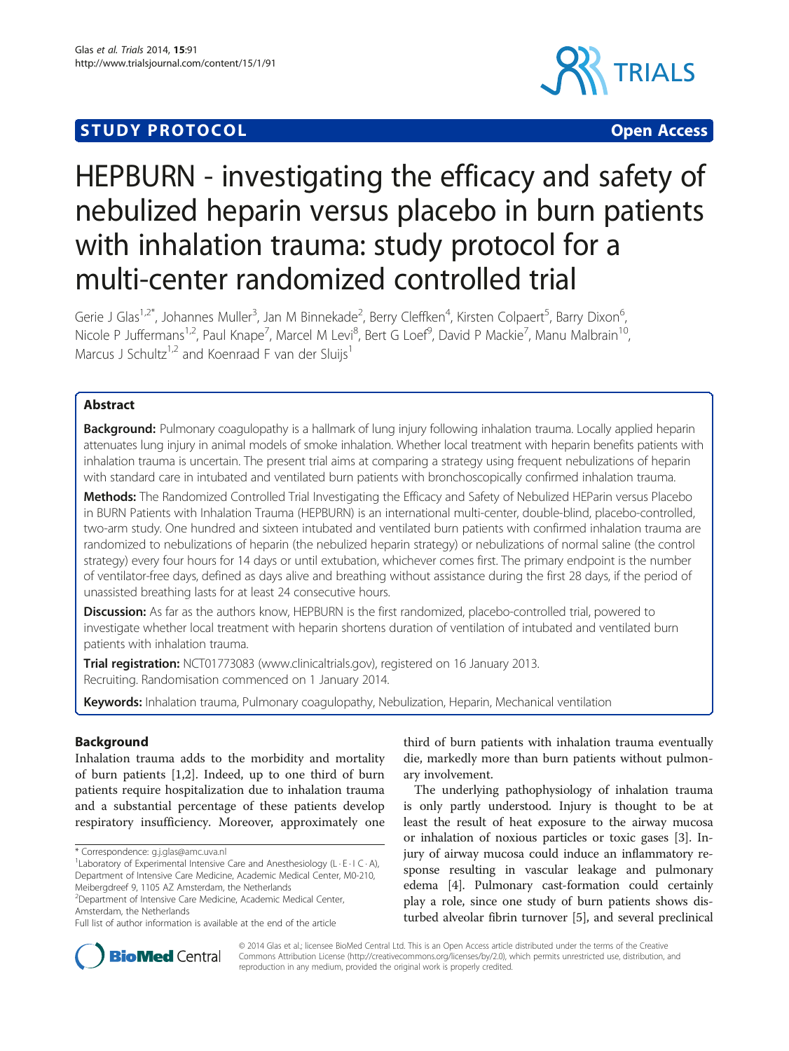# HEPBURN - investigating the efficacy and safety of nebulized heparin versus placebo in burn patients with inhalation trauma: study protocol for a multi-center randomized controlled trial

Gerie J Glas[1,2*], Johannes Muller[3], Jan M Binnekade[2], Berry Cleffken[4], Kirsten Colpaert[5], Barry Dixon[6], Nicole P Juffermans[1,2], Paul Knape[7], Marcel M Levi[8], Bert G Loef[9], David P Mackie[7], Manu Malbrain[10], Marcus J Schultz[1,2] and Koenraad F van der Sluijs[1]

## Abstract

**Background:** Pulmonary coagulopathy is a hallmark of lung injury following inhalation trauma. Locally applied heparin attenuates lung injury in animal models of smoke inhalation. Whether local treatment with heparin benefits patients with inhalation trauma is uncertain. The present trial aims at comparing a strategy using frequent nebulizations of heparin with standard care in intubated and ventilated burn patients with bronchoscopically confirmed inhalation trauma.

**Methods:** The Randomized Controlled Trial Investigating the Efficacy and Safety of Nebulized HEParin versus Placebo in BURN Patients with Inhalation Trauma (HEPBURN) is an international multi-center, double-blind, placebo-controlled, two-arm study. One hundred and sixteen intubated and ventilated burn patients with confirmed inhalation trauma are randomized to nebulizations of heparin (the nebulized heparin strategy) or nebulizations of normal saline (the control strategy) every four hours for 14 days or until extubation, whichever comes first. The primary endpoint is the number of ventilator-free days, defined as days alive and breathing without assistance during the first 28 days, if the period of unassisted breathing lasts for at least 24 consecutive hours.

**Discussion:** As far as the authors know, HEPBURN is the first randomized, placebo-controlled trial, powered to investigate whether local treatment with heparin shortens duration of ventilation of intubated and ventilated burn patients with inhalation trauma.

**Trial registration:** NCT01773083 (www.clinicaltrials.gov), registered on 16 January 2013. Recruiting. Randomisation commenced on 1 January 2014.

**Keywords:** Inhalation trauma, Pulmonary coagulopathy, Nebulization, Heparin, Mechanical ventilation

## Background

Inhalation trauma adds to the morbidity and mortality of burn patients [1,2]. Indeed, up to one third of burn patients require hospitalization due to inhalation trauma and a substantial percentage of these patients develop respiratory insufficiency. Moreover, approximately one third of burn patients with inhalation trauma eventually die, markedly more than burn patients without pulmonary involvement.

The underlying pathophysiology of inhalation trauma is only partly understood. Injury is thought to be at least the result of heat exposure to the airway mucosa or inhalation of noxious particles or toxic gases [3]. Injury of airway mucosa could induce an inflammatory response resulting in vascular leakage and pulmonary edema [4]. Pulmonary cast-formation could certainly play a role, since one study of burn patients shows disturbed alveolar fibrin turnover [5], and several preclinical

\* Correspondence: g.j.glas@amc.uva.nl
[1]Laboratory of Experimental Intensive Care and Anesthesiology (L·E·I·C·A), Department of Intensive Care Medicine, Academic Medical Center, M0-210, Meibergdreef 9, 1105 AZ Amsterdam, the Netherlands
[2]Department of Intensive Care Medicine, Academic Medical Center, Amsterdam, the Netherlands
Full list of author information is available at the end of the article

© 2014 Glas et al.; licensee BioMed Central Ltd. This is an Open Access article distributed under the terms of the Creative Commons Attribution License (http://creativecommons.org/licenses/by/2.0), which permits unrestricted use, distribution, and reproduction in any medium, provided the original work is properly credited.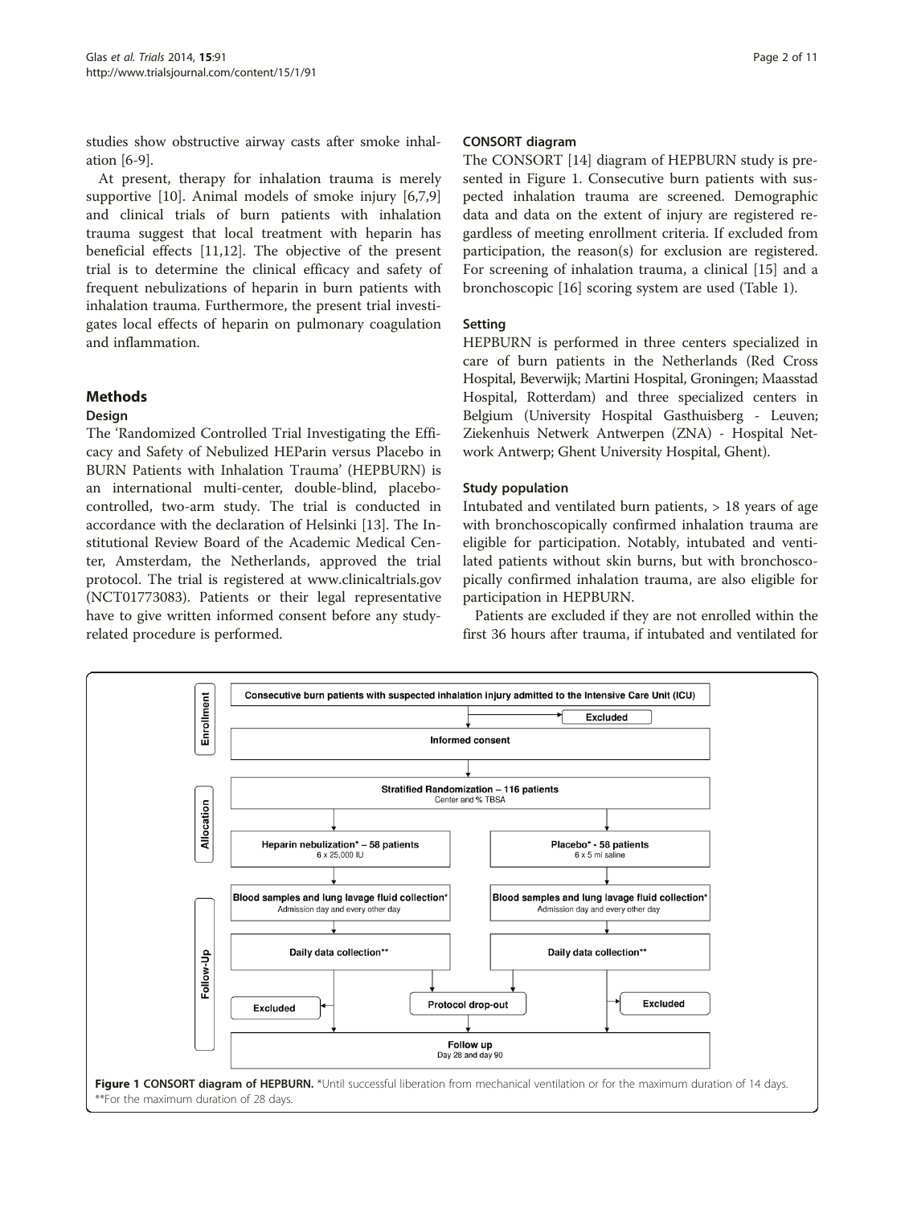studies show obstructive airway casts after smoke inhalation [6-9].

At present, therapy for inhalation trauma is merely supportive [10]. Animal models of smoke injury [6,7,9] and clinical trials of burn patients with inhalation trauma suggest that local treatment with heparin has beneficial effects [11,12]. The objective of the present trial is to determine the clinical efficacy and safety of frequent nebulizations of heparin in burn patients with inhalation trauma. Furthermore, the present trial investigates local effects of heparin on pulmonary coagulation and inflammation.

## Methods

### Design

The 'Randomized Controlled Trial Investigating the Efficacy and Safety of Nebulized HEParin versus Placebo in BURN Patients with Inhalation Trauma' (HEPBURN) is an international multi-center, double-blind, placebo-controlled, two-arm study. The trial is conducted in accordance with the declaration of Helsinki [13]. The Institutional Review Board of the Academic Medical Center, Amsterdam, the Netherlands, approved the trial protocol. The trial is registered at www.clinicaltrials.gov (NCT01773083). Patients or their legal representative have to give written informed consent before any study-related procedure is performed.

### CONSORT diagram

The CONSORT [14] diagram of HEPBURN study is presented in Figure 1. Consecutive burn patients with suspected inhalation trauma are screened. Demographic data and data on the extent of injury are registered regardless of meeting enrollment criteria. If excluded from participation, the reason(s) for exclusion are registered. For screening of inhalation trauma, a clinical [15] and a bronchoscopic [16] scoring system are used (Table 1).

### Setting

HEPBURN is performed in three centers specialized in care of burn patients in the Netherlands (Red Cross Hospital, Beverwijk; Martini Hospital, Groningen; Maasstad Hospital, Rotterdam) and three specialized centers in Belgium (University Hospital Gasthuisberg - Leuven; Ziekenhuis Netwerk Antwerpen (ZNA) - Hospital Network Antwerp; Ghent University Hospital, Ghent).

### Study population

Intubated and ventilated burn patients, > 18 years of age with bronchoscopically confirmed inhalation trauma are eligible for participation. Notably, intubated and ventilated patients without skin burns, but with bronchoscopically confirmed inhalation trauma, are also eligible for participation in HEPBURN.

Patients are excluded if they are not enrolled within the first 36 hours after trauma, if intubated and ventilated for

Enrollment: Consecutive burn patients with suspected inhalation injury admitted to the Intensive Care Unit (ICU) → Excluded; Informed consent

Allocation: Stratified Randomization – 116 patients (Center and % TBSA) → Heparin nebulization* – 58 patients (6 x 25,000 IU); Placebo* - 58 patients (6 x 5 ml saline)

Follow-Up: Blood samples and lung lavage fluid collection* (Admission day and every other day); Daily data collection**; Excluded; Protocol drop-out; Excluded; Follow up (Day 28 and day 90)

**Figure 1 CONSORT diagram of HEPBURN.** *Until successful liberation from mechanical ventilation or for the maximum duration of 14 days. **For the maximum duration of 28 days.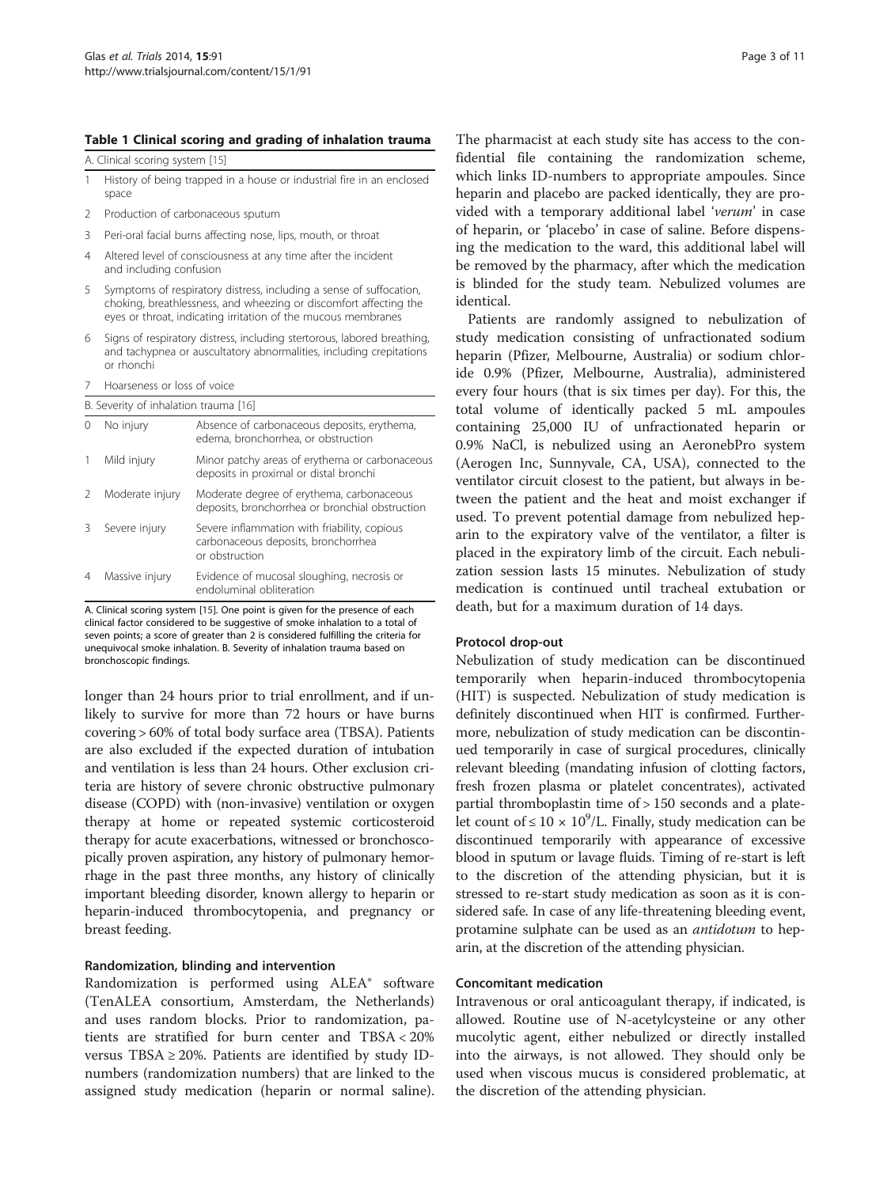**Table 1 Clinical scoring and grading of inhalation trauma**

| A. Clinical scoring system [15] | | |
|---|---|---|
| 1 | History of being trapped in a house or industrial fire in an enclosed space | |
| 2 | Production of carbonaceous sputum | |
| 3 | Peri-oral facial burns affecting nose, lips, mouth, or throat | |
| 4 | Altered level of consciousness at any time after the incident and including confusion | |
| 5 | Symptoms of respiratory distress, including a sense of suffocation, choking, breathlessness, and wheezing or discomfort affecting the eyes or throat, indicating irritation of the mucous membranes | |
| 6 | Signs of respiratory distress, including stertorous, labored breathing, and tachypnea or auscultatory abnormalities, including crepitations or rhonchi | |
| 7 | Hoarseness or loss of voice | |
| **B. Severity of inhalation trauma [16]** | | |
| 0 | No injury | Absence of carbonaceous deposits, erythema, edema, bronchorrhea, or obstruction |
| 1 | Mild injury | Minor patchy areas of erythema or carbonaceous deposits in proximal or distal bronchi |
| 2 | Moderate injury | Moderate degree of erythema, carbonaceous deposits, bronchorrhea or bronchial obstruction |
| 3 | Severe injury | Severe inflammation with friability, copious carbonaceous deposits, bronchorrhea or obstruction |
| 4 | Massive injury | Evidence of mucosal sloughing, necrosis or endoluminal obliteration |

A. Clinical scoring system [15]. One point is given for the presence of each clinical factor considered to be suggestive of smoke inhalation to a total of seven points; a score of greater than 2 is considered fulfilling the criteria for unequivocal smoke inhalation. B. Severity of inhalation trauma based on bronchoscopic findings.

longer than 24 hours prior to trial enrollment, and if unlikely to survive for more than 72 hours or have burns covering > 60% of total body surface area (TBSA). Patients are also excluded if the expected duration of intubation and ventilation is less than 24 hours. Other exclusion criteria are history of severe chronic obstructive pulmonary disease (COPD) with (non-invasive) ventilation or oxygen therapy at home or repeated systemic corticosteroid therapy for acute exacerbations, witnessed or bronchoscopically proven aspiration, any history of pulmonary hemorrhage in the past three months, any history of clinically important bleeding disorder, known allergy to heparin or heparin-induced thrombocytopenia, and pregnancy or breast feeding.

### Randomization, blinding and intervention

Randomization is performed using ALEA® software (TenALEA consortium, Amsterdam, the Netherlands) and uses random blocks. Prior to randomization, patients are stratified for burn center and TBSA < 20% versus TBSA ≥ 20%. Patients are identified by study ID-numbers (randomization numbers) that are linked to the assigned study medication (heparin or normal saline). The pharmacist at each study site has access to the confidential file containing the randomization scheme, which links ID-numbers to appropriate ampoules. Since heparin and placebo are packed identically, they are provided with a temporary additional label '*verum*' in case of heparin, or 'placebo' in case of saline. Before dispensing the medication to the ward, this additional label will be removed by the pharmacy, after which the medication is blinded for the study team. Nebulized volumes are identical.

Patients are randomly assigned to nebulization of study medication consisting of unfractionated sodium heparin (Pfizer, Melbourne, Australia) or sodium chloride 0.9% (Pfizer, Melbourne, Australia), administered every four hours (that is six times per day). For this, the total volume of identically packed 5 mL ampoules containing 25,000 IU of unfractionated heparin or 0.9% NaCl, is nebulized using an AeronebPro system (Aerogen Inc, Sunnyvale, CA, USA), connected to the ventilator circuit closest to the patient, but always in between the patient and the heat and moist exchanger if used. To prevent potential damage from nebulized heparin to the expiratory valve of the ventilator, a filter is placed in the expiratory limb of the circuit. Each nebulization session lasts 15 minutes. Nebulization of study medication is continued until tracheal extubation or death, but for a maximum duration of 14 days.

### Protocol drop-out

Nebulization of study medication can be discontinued temporarily when heparin-induced thrombocytopenia (HIT) is suspected. Nebulization of study medication is definitely discontinued when HIT is confirmed. Furthermore, nebulization of study medication can be discontinued temporarily in case of surgical procedures, clinically relevant bleeding (mandating infusion of clotting factors, fresh frozen plasma or platelet concentrates), activated partial thromboplastin time of > 150 seconds and a platelet count of $\leq 10 \times 10^9$/L. Finally, study medication can be discontinued temporarily with appearance of excessive blood in sputum or lavage fluids. Timing of re-start is left to the discretion of the attending physician, but it is stressed to re-start study medication as soon as it is considered safe. In case of any life-threatening bleeding event, protamine sulphate can be used as an *antidotum* to heparin, at the discretion of the attending physician.

### Concomitant medication

Intravenous or oral anticoagulant therapy, if indicated, is allowed. Routine use of N-acetylcysteine or any other mucolytic agent, either nebulized or directly installed into the airways, is not allowed. They should only be used when viscous mucus is considered problematic, at the discretion of the attending physician.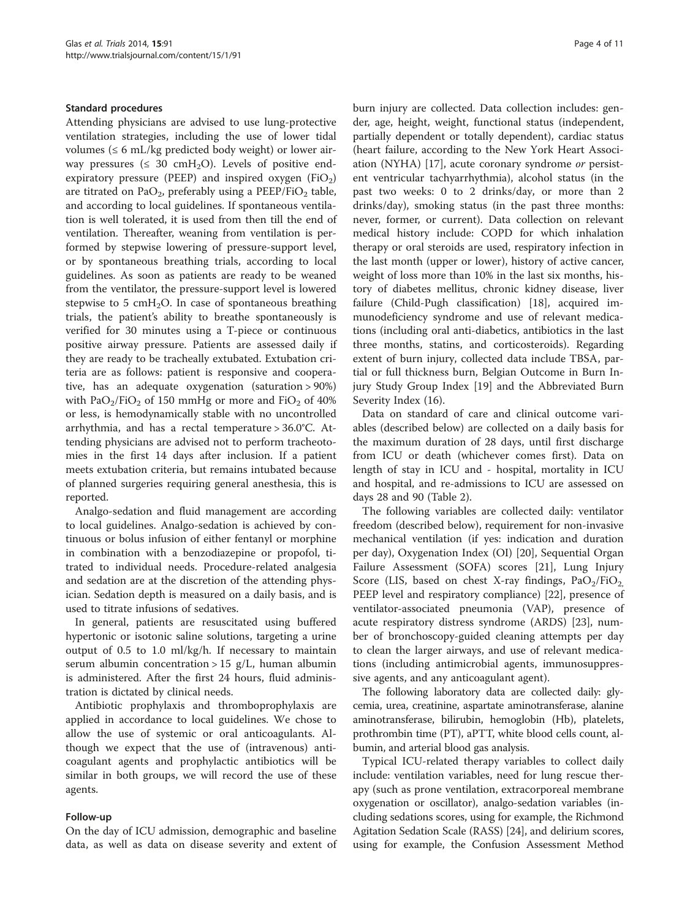### Standard procedures

Attending physicians are advised to use lung-protective ventilation strategies, including the use of lower tidal volumes (≤ 6 mL/kg predicted body weight) or lower airway pressures (≤ 30 $cmH_2O$). Levels of positive end-expiratory pressure (PEEP) and inspired oxygen ($FiO_2$) are titrated on $PaO_2$, preferably using a PEEP/$FiO_2$ table, and according to local guidelines. If spontaneous ventilation is well tolerated, it is used from then till the end of ventilation. Thereafter, weaning from ventilation is performed by stepwise lowering of pressure-support level, or by spontaneous breathing trials, according to local guidelines. As soon as patients are ready to be weaned from the ventilator, the pressure-support level is lowered stepwise to 5 $cmH_2O$. In case of spontaneous breathing trials, the patient's ability to breathe spontaneously is verified for 30 minutes using a T-piece or continuous positive airway pressure. Patients are assessed daily if they are ready to be tracheally extubated. Extubation criteria are as follows: patient is responsive and cooperative, has an adequate oxygenation (saturation > 90%) with $PaO_2/FiO_2$ of 150 mmHg or more and $FiO_2$ of 40% or less, is hemodynamically stable with no uncontrolled arrhythmia, and has a rectal temperature > 36.0°C. Attending physicians are advised not to perform tracheotomies in the first 14 days after inclusion. If a patient meets extubation criteria, but remains intubated because of planned surgeries requiring general anesthesia, this is reported.

Analgo-sedation and fluid management are according to local guidelines. Analgo-sedation is achieved by continuous or bolus infusion of either fentanyl or morphine in combination with a benzodiazepine or propofol, titrated to individual needs. Procedure-related analgesia and sedation are at the discretion of the attending physician. Sedation depth is measured on a daily basis, and is used to titrate infusions of sedatives.

In general, patients are resuscitated using buffered hypertonic or isotonic saline solutions, targeting a urine output of 0.5 to 1.0 ml/kg/h. If necessary to maintain serum albumin concentration > 15 g/L, human albumin is administered. After the first 24 hours, fluid administration is dictated by clinical needs.

Antibiotic prophylaxis and thromboprophylaxis are applied in accordance to local guidelines. We chose to allow the use of systemic or oral anticoagulants. Although we expect that the use of (intravenous) anticoagulant agents and prophylactic antibiotics will be similar in both groups, we will record the use of these agents.

### Follow-up

On the day of ICU admission, demographic and baseline data, as well as data on disease severity and extent of burn injury are collected. Data collection includes: gender, age, height, weight, functional status (independent, partially dependent or totally dependent), cardiac status (heart failure, according to the New York Heart Association (NYHA) [17], acute coronary syndrome *or* persistent ventricular tachyarrhythmia), alcohol status (in the past two weeks: 0 to 2 drinks/day, or more than 2 drinks/day), smoking status (in the past three months: never, former, or current). Data collection on relevant medical history include: COPD for which inhalation therapy or oral steroids are used, respiratory infection in the last month (upper or lower), history of active cancer, weight of loss more than 10% in the last six months, history of diabetes mellitus, chronic kidney disease, liver failure (Child-Pugh classification) [18], acquired immunodeficiency syndrome and use of relevant medications (including oral anti-diabetics, antibiotics in the last three months, statins, and corticosteroids). Regarding extent of burn injury, collected data include TBSA, partial or full thickness burn, Belgian Outcome in Burn Injury Study Group Index [19] and the Abbreviated Burn Severity Index (16).

Data on standard of care and clinical outcome variables (described below) are collected on a daily basis for the maximum duration of 28 days, until first discharge from ICU or death (whichever comes first). Data on length of stay in ICU and - hospital, mortality in ICU and hospital, and re-admissions to ICU are assessed on days 28 and 90 (Table 2).

The following variables are collected daily: ventilator freedom (described below), requirement for non-invasive mechanical ventilation (if yes: indication and duration per day), Oxygenation Index (OI) [20], Sequential Organ Failure Assessment (SOFA) scores [21], Lung Injury Score (LIS, based on chest X-ray findings, $PaO_2/FiO_2$, PEEP level and respiratory compliance) [22], presence of ventilator-associated pneumonia (VAP), presence of acute respiratory distress syndrome (ARDS) [23], number of bronchoscopy-guided cleaning attempts per day to clean the larger airways, and use of relevant medications (including antimicrobial agents, immunosuppressive agents, and any anticoagulant agent).

The following laboratory data are collected daily: glycemia, urea, creatinine, aspartate aminotransferase, alanine aminotransferase, bilirubin, hemoglobin (Hb), platelets, prothrombin time (PT), aPTT, white blood cells count, albumin, and arterial blood gas analysis.

Typical ICU-related therapy variables to collect daily include: ventilation variables, need for lung rescue therapy (such as prone ventilation, extracorporeal membrane oxygenation or oscillator), analgo-sedation variables (including sedations scores, using for example, the Richmond Agitation Sedation Scale (RASS) [24], and delirium scores, using for example, the Confusion Assessment Method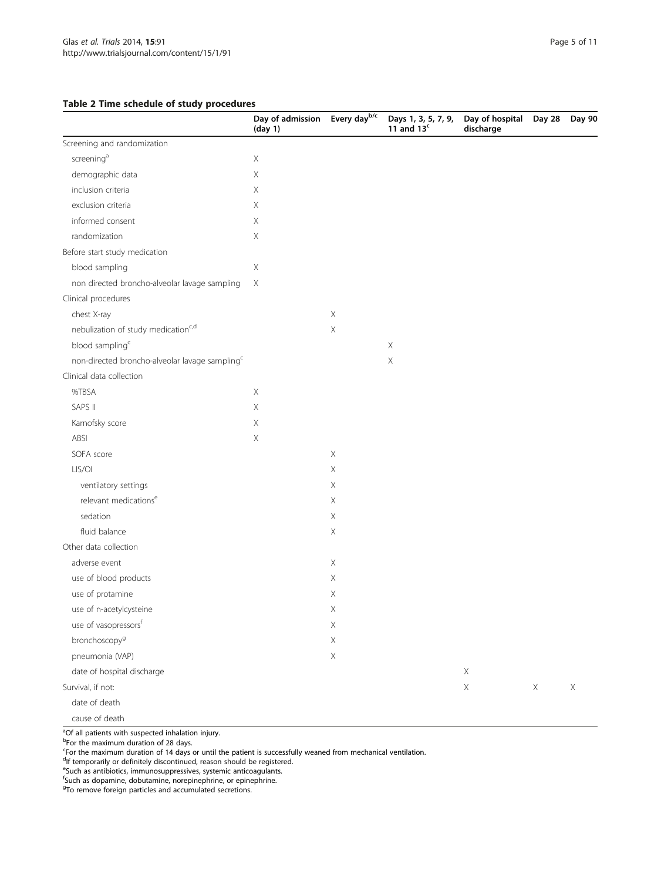**Table 2 Time schedule of study procedures**

| | Day of admission (day 1) | Every day[b/c] | Days 1, 3, 5, 7, 9, 11 and 13[c] | Day of hospital discharge | Day 28 | Day 90 |
|---|---|---|---|---|---|---|
| Screening and randomization | | | | | | |
| screening[a] | X | | | | | |
| demographic data | X | | | | | |
| inclusion criteria | X | | | | | |
| exclusion criteria | X | | | | | |
| informed consent | X | | | | | |
| randomization | X | | | | | |
| Before start study medication | | | | | | |
| blood sampling | X | | | | | |
| non directed broncho-alveolar lavage sampling | X | | | | | |
| Clinical procedures | | | | | | |
| chest X-ray | | X | | | | |
| nebulization of study medication[c,d] | | X | | | | |
| blood sampling[c] | | | X | | | |
| non-directed broncho-alveolar lavage sampling[c] | | | X | | | |
| Clinical data collection | | | | | | |
| %TBSA | X | | | | | |
| SAPS II | X | | | | | |
| Karnofsky score | X | | | | | |
| ABSI | X | | | | | |
| SOFA score | | X | | | | |
| LIS/OI | | X | | | | |
| ventilatory settings | | X | | | | |
| relevant medications[e] | | X | | | | |
| sedation | | X | | | | |
| fluid balance | | X | | | | |
| Other data collection | | | | | | |
| adverse event | | X | | | | |
| use of blood products | | X | | | | |
| use of protamine | | X | | | | |
| use of n-acetylcysteine | | X | | | | |
| use of vasopressors[f] | | X | | | | |
| bronchoscopy[g] | | X | | | | |
| pneumonia (VAP) | | X | | | | |
| date of hospital discharge | | | | X | | |
| Survival, if not: | | | | X | X | X |
| date of death | | | | | | |
| cause of death | | | | | | |

[a]Of all patients with suspected inhalation injury.
[b]For the maximum duration of 28 days.
[c]For the maximum duration of 14 days or until the patient is successfully weaned from mechanical ventilation.
[d]If temporarily or definitely discontinued, reason should be registered.
[e]Such as antibiotics, immunosuppressives, systemic anticoagulants.
[f]Such as dopamine, dobutamine, norepinephrine, or epinephrine.
[g]To remove foreign particles and accumulated secretions.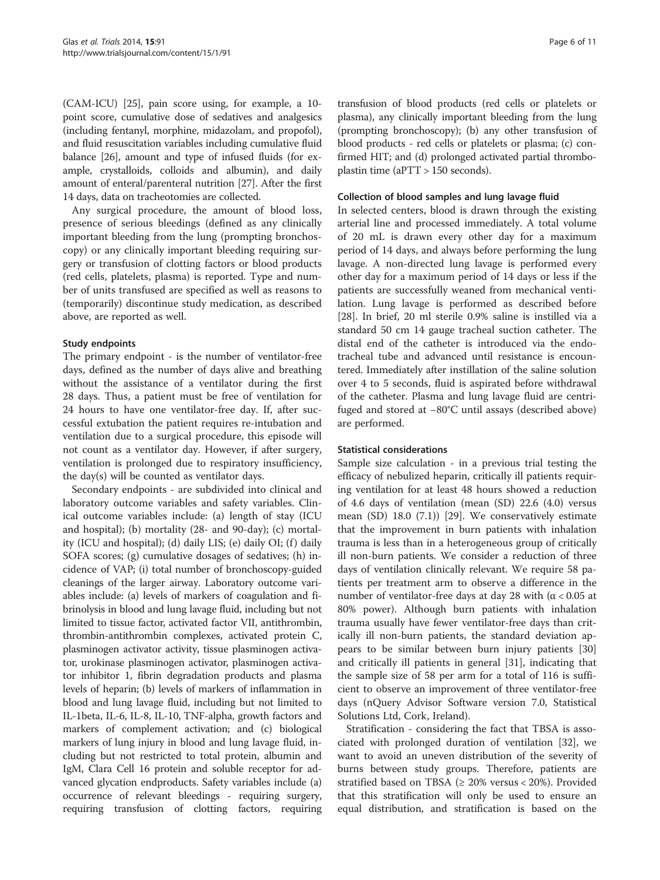(CAM-ICU) [25], pain score using, for example, a 10-point score, cumulative dose of sedatives and analgesics (including fentanyl, morphine, midazolam, and propofol), and fluid resuscitation variables including cumulative fluid balance [26], amount and type of infused fluids (for example, crystalloids, colloids and albumin), and daily amount of enteral/parenteral nutrition [27]. After the first 14 days, data on tracheotomies are collected.

Any surgical procedure, the amount of blood loss, presence of serious bleedings (defined as any clinically important bleeding from the lung (prompting bronchoscopy) or any clinically important bleeding requiring surgery or transfusion of clotting factors or blood products (red cells, platelets, plasma) is reported. Type and number of units transfused are specified as well as reasons to (temporarily) discontinue study medication, as described above, are reported as well.

### Study endpoints

The primary endpoint - is the number of ventilator-free days, defined as the number of days alive and breathing without the assistance of a ventilator during the first 28 days. Thus, a patient must be free of ventilation for 24 hours to have one ventilator-free day. If, after successful extubation the patient requires re-intubation and ventilation due to a surgical procedure, this episode will not count as a ventilator day. However, if after surgery, ventilation is prolonged due to respiratory insufficiency, the day(s) will be counted as ventilator days.

Secondary endpoints - are subdivided into clinical and laboratory outcome variables and safety variables. Clinical outcome variables include: (a) length of stay (ICU and hospital); (b) mortality (28- and 90-day); (c) mortality (ICU and hospital); (d) daily LIS; (e) daily OI; (f) daily SOFA scores; (g) cumulative dosages of sedatives; (h) incidence of VAP; (i) total number of bronchoscopy-guided cleanings of the larger airway. Laboratory outcome variables include: (a) levels of markers of coagulation and fibrinolysis in blood and lung lavage fluid, including but not limited to tissue factor, activated factor VII, antithrombin, thrombin-antithrombin complexes, activated protein C, plasminogen activator activity, tissue plasminogen activator, urokinase plasminogen activator, plasminogen activator inhibitor 1, fibrin degradation products and plasma levels of heparin; (b) levels of markers of inflammation in blood and lung lavage fluid, including but not limited to IL-1beta, IL-6, IL-8, IL-10, TNF-alpha, growth factors and markers of complement activation; and (c) biological markers of lung injury in blood and lung lavage fluid, including but not restricted to total protein, albumin and IgM, Clara Cell 16 protein and soluble receptor for advanced glycation endproducts. Safety variables include (a) occurrence of relevant bleedings - requiring surgery, requiring transfusion of clotting factors, requiring transfusion of blood products (red cells or platelets or plasma), any clinically important bleeding from the lung (prompting bronchoscopy); (b) any other transfusion of blood products - red cells or platelets or plasma; (c) confirmed HIT; and (d) prolonged activated partial thromboplastin time (aPTT > 150 seconds).

### Collection of blood samples and lung lavage fluid

In selected centers, blood is drawn through the existing arterial line and processed immediately. A total volume of 20 mL is drawn every other day for a maximum period of 14 days, and always before performing the lung lavage. A non-directed lung lavage is performed every other day for a maximum period of 14 days or less if the patients are successfully weaned from mechanical ventilation. Lung lavage is performed as described before [28]. In brief, 20 ml sterile 0.9% saline is instilled via a standard 50 cm 14 gauge tracheal suction catheter. The distal end of the catheter is introduced via the endotracheal tube and advanced until resistance is encountered. Immediately after instillation of the saline solution over 4 to 5 seconds, fluid is aspirated before withdrawal of the catheter. Plasma and lung lavage fluid are centrifuged and stored at −80°C until assays (described above) are performed.

### Statistical considerations

Sample size calculation - in a previous trial testing the efficacy of nebulized heparin, critically ill patients requiring ventilation for at least 48 hours showed a reduction of 4.6 days of ventilation (mean (SD) 22.6 (4.0) versus mean (SD) 18.0 (7.1)) [29]. We conservatively estimate that the improvement in burn patients with inhalation trauma is less than in a heterogeneous group of critically ill non-burn patients. We consider a reduction of three days of ventilation clinically relevant. We require 58 patients per treatment arm to observe a difference in the number of ventilator-free days at day 28 with ($\alpha < 0.05$ at 80% power). Although burn patients with inhalation trauma usually have fewer ventilator-free days than critically ill non-burn patients, the standard deviation appears to be similar between burn injury patients [30] and critically ill patients in general [31], indicating that the sample size of 58 per arm for a total of 116 is sufficient to observe an improvement of three ventilator-free days (nQuery Advisor Software version 7.0, Statistical Solutions Ltd, Cork, Ireland).

Stratification - considering the fact that TBSA is associated with prolonged duration of ventilation [32], we want to avoid an uneven distribution of the severity of burns between study groups. Therefore, patients are stratified based on TBSA (≥ 20% versus < 20%). Provided that this stratification will only be used to ensure an equal distribution, and stratification is based on the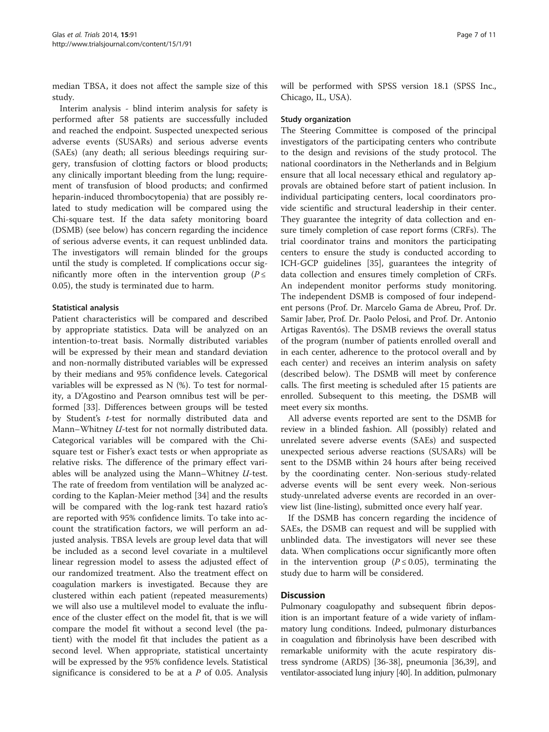median TBSA, it does not affect the sample size of this study.

Interim analysis - blind interim analysis for safety is performed after 58 patients are successfully included and reached the endpoint. Suspected unexpected serious adverse events (SUSARs) and serious adverse events (SAEs) (any death; all serious bleedings requiring surgery, transfusion of clotting factors or blood products; any clinically important bleeding from the lung; requirement of transfusion of blood products; and confirmed heparin-induced thrombocytopenia) that are possibly related to study medication will be compared using the Chi-square test. If the data safety monitoring board (DSMB) (see below) has concern regarding the incidence of serious adverse events, it can request unblinded data. The investigators will remain blinded for the groups until the study is completed. If complications occur significantly more often in the intervention group ($P \leq 0.05$), the study is terminated due to harm.

#### Statistical analysis

Patient characteristics will be compared and described by appropriate statistics. Data will be analyzed on an intention-to-treat basis. Normally distributed variables will be expressed by their mean and standard deviation and non-normally distributed variables will be expressed by their medians and 95% confidence levels. Categorical variables will be expressed as N (%). To test for normality, a D'Agostino and Pearson omnibus test will be performed [33]. Differences between groups will be tested by Student's *t*-test for normally distributed data and Mann–Whitney *U*-test for not normally distributed data. Categorical variables will be compared with the Chi-square test or Fisher's exact tests or when appropriate as relative risks. The difference of the primary effect variables will be analyzed using the Mann–Whitney *U*-test. The rate of freedom from ventilation will be analyzed according to the Kaplan-Meier method [34] and the results will be compared with the log-rank test hazard ratio's are reported with 95% confidence limits. To take into account the stratification factors, we will perform an adjusted analysis. TBSA levels are group level data that will be included as a second level covariate in a multilevel linear regression model to assess the adjusted effect of our randomized treatment. Also the treatment effect on coagulation markers is investigated. Because they are clustered within each patient (repeated measurements) we will also use a multilevel model to evaluate the influence of the cluster effect on the model fit, that is we will compare the model fit without a second level (the patient) with the model fit that includes the patient as a second level. When appropriate, statistical uncertainty will be expressed by the 95% confidence levels. Statistical significance is considered to be at a $P$ of 0.05. Analysis will be performed with SPSS version 18.1 (SPSS Inc., Chicago, IL, USA).

#### Study organization

The Steering Committee is composed of the principal investigators of the participating centers who contribute to the design and revisions of the study protocol. The national coordinators in the Netherlands and in Belgium ensure that all local necessary ethical and regulatory approvals are obtained before start of patient inclusion. In individual participating centers, local coordinators provide scientific and structural leadership in their center. They guarantee the integrity of data collection and ensure timely completion of case report forms (CRFs). The trial coordinator trains and monitors the participating centers to ensure the study is conducted according to ICH-GCP guidelines [35], guarantees the integrity of data collection and ensures timely completion of CRFs. An independent monitor performs study monitoring. The independent DSMB is composed of four independent persons (Prof. Dr. Marcelo Gama de Abreu, Prof. Dr. Samir Jaber, Prof. Dr. Paolo Pelosi, and Prof. Dr. Antonio Artigas Raventós). The DSMB reviews the overall status of the program (number of patients enrolled overall and in each center, adherence to the protocol overall and by each center) and receives an interim analysis on safety (described below). The DSMB will meet by conference calls. The first meeting is scheduled after 15 patients are enrolled. Subsequent to this meeting, the DSMB will meet every six months.

All adverse events reported are sent to the DSMB for review in a blinded fashion. All (possibly) related and unrelated severe adverse events (SAEs) and suspected unexpected serious adverse reactions (SUSARs) will be sent to the DSMB within 24 hours after being received by the coordinating center. Non-serious study-related adverse events will be sent every week. Non-serious study-unrelated adverse events are recorded in an overview list (line-listing), submitted once every half year.

If the DSMB has concern regarding the incidence of SAEs, the DSMB can request and will be supplied with unblinded data. The investigators will never see these data. When complications occur significantly more often in the intervention group ($P \leq 0.05$), terminating the study due to harm will be considered.

## Discussion

Pulmonary coagulopathy and subsequent fibrin deposition is an important feature of a wide variety of inflammatory lung conditions. Indeed, pulmonary disturbances in coagulation and fibrinolysis have been described with remarkable uniformity with the acute respiratory distress syndrome (ARDS) [36-38], pneumonia [36,39], and ventilator-associated lung injury [40]. In addition, pulmonary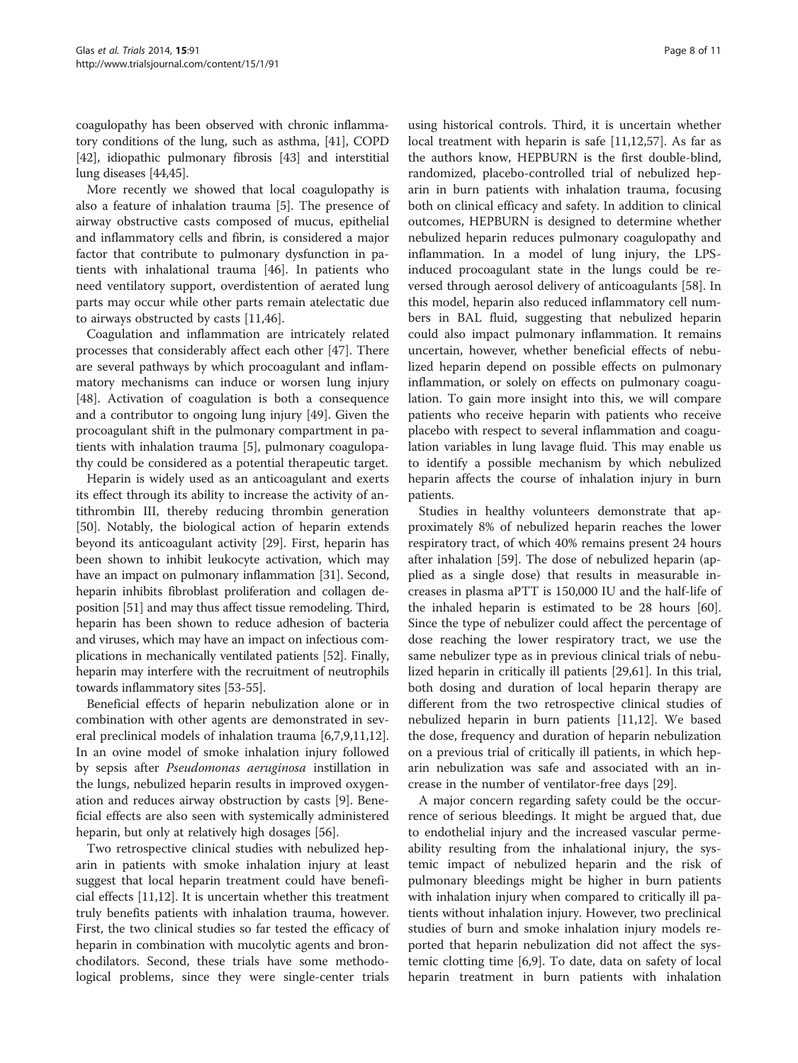coagulopathy has been observed with chronic inflammatory conditions of the lung, such as asthma, [41], COPD [42], idiopathic pulmonary fibrosis [43] and interstitial lung diseases [44,45].

More recently we showed that local coagulopathy is also a feature of inhalation trauma [5]. The presence of airway obstructive casts composed of mucus, epithelial and inflammatory cells and fibrin, is considered a major factor that contribute to pulmonary dysfunction in patients with inhalational trauma [46]. In patients who need ventilatory support, overdistention of aerated lung parts may occur while other parts remain atelectatic due to airways obstructed by casts [11,46].

Coagulation and inflammation are intricately related processes that considerably affect each other [47]. There are several pathways by which procoagulant and inflammatory mechanisms can induce or worsen lung injury [48]. Activation of coagulation is both a consequence and a contributor to ongoing lung injury [49]. Given the procoagulant shift in the pulmonary compartment in patients with inhalation trauma [5], pulmonary coagulopathy could be considered as a potential therapeutic target.

Heparin is widely used as an anticoagulant and exerts its effect through its ability to increase the activity of antithrombin III, thereby reducing thrombin generation [50]. Notably, the biological action of heparin extends beyond its anticoagulant activity [29]. First, heparin has been shown to inhibit leukocyte activation, which may have an impact on pulmonary inflammation [31]. Second, heparin inhibits fibroblast proliferation and collagen deposition [51] and may thus affect tissue remodeling. Third, heparin has been shown to reduce adhesion of bacteria and viruses, which may have an impact on infectious complications in mechanically ventilated patients [52]. Finally, heparin may interfere with the recruitment of neutrophils towards inflammatory sites [53-55].

Beneficial effects of heparin nebulization alone or in combination with other agents are demonstrated in several preclinical models of inhalation trauma [6,7,9,11,12]. In an ovine model of smoke inhalation injury followed by sepsis after *Pseudomonas aeruginosa* instillation in the lungs, nebulized heparin results in improved oxygenation and reduces airway obstruction by casts [9]. Beneficial effects are also seen with systemically administered heparin, but only at relatively high dosages [56].

Two retrospective clinical studies with nebulized heparin in patients with smoke inhalation injury at least suggest that local heparin treatment could have beneficial effects [11,12]. It is uncertain whether this treatment truly benefits patients with inhalation trauma, however. First, the two clinical studies so far tested the efficacy of heparin in combination with mucolytic agents and bronchodilators. Second, these trials have some methodological problems, since they were single-center trials using historical controls. Third, it is uncertain whether local treatment with heparin is safe [11,12,57]. As far as the authors know, HEPBURN is the first double-blind, randomized, placebo-controlled trial of nebulized heparin in burn patients with inhalation trauma, focusing both on clinical efficacy and safety. In addition to clinical outcomes, HEPBURN is designed to determine whether nebulized heparin reduces pulmonary coagulopathy and inflammation. In a model of lung injury, the LPS-induced procoagulant state in the lungs could be reversed through aerosol delivery of anticoagulants [58]. In this model, heparin also reduced inflammatory cell numbers in BAL fluid, suggesting that nebulized heparin could also impact pulmonary inflammation. It remains uncertain, however, whether beneficial effects of nebulized heparin depend on possible effects on pulmonary inflammation, or solely on effects on pulmonary coagulation. To gain more insight into this, we will compare patients who receive heparin with patients who receive placebo with respect to several inflammation and coagulation variables in lung lavage fluid. This may enable us to identify a possible mechanism by which nebulized heparin affects the course of inhalation injury in burn patients.

Studies in healthy volunteers demonstrate that approximately 8% of nebulized heparin reaches the lower respiratory tract, of which 40% remains present 24 hours after inhalation [59]. The dose of nebulized heparin (applied as a single dose) that results in measurable increases in plasma aPTT is 150,000 IU and the half-life of the inhaled heparin is estimated to be 28 hours [60]. Since the type of nebulizer could affect the percentage of dose reaching the lower respiratory tract, we use the same nebulizer type as in previous clinical trials of nebulized heparin in critically ill patients [29,61]. In this trial, both dosing and duration of local heparin therapy are different from the two retrospective clinical studies of nebulized heparin in burn patients [11,12]. We based the dose, frequency and duration of heparin nebulization on a previous trial of critically ill patients, in which heparin nebulization was safe and associated with an increase in the number of ventilator-free days [29].

A major concern regarding safety could be the occurrence of serious bleedings. It might be argued that, due to endothelial injury and the increased vascular permeability resulting from the inhalational injury, the systemic impact of nebulized heparin and the risk of pulmonary bleedings might be higher in burn patients with inhalation injury when compared to critically ill patients without inhalation injury. However, two preclinical studies of burn and smoke inhalation injury models reported that heparin nebulization did not affect the systemic clotting time [6,9]. To date, data on safety of local heparin treatment in burn patients with inhalation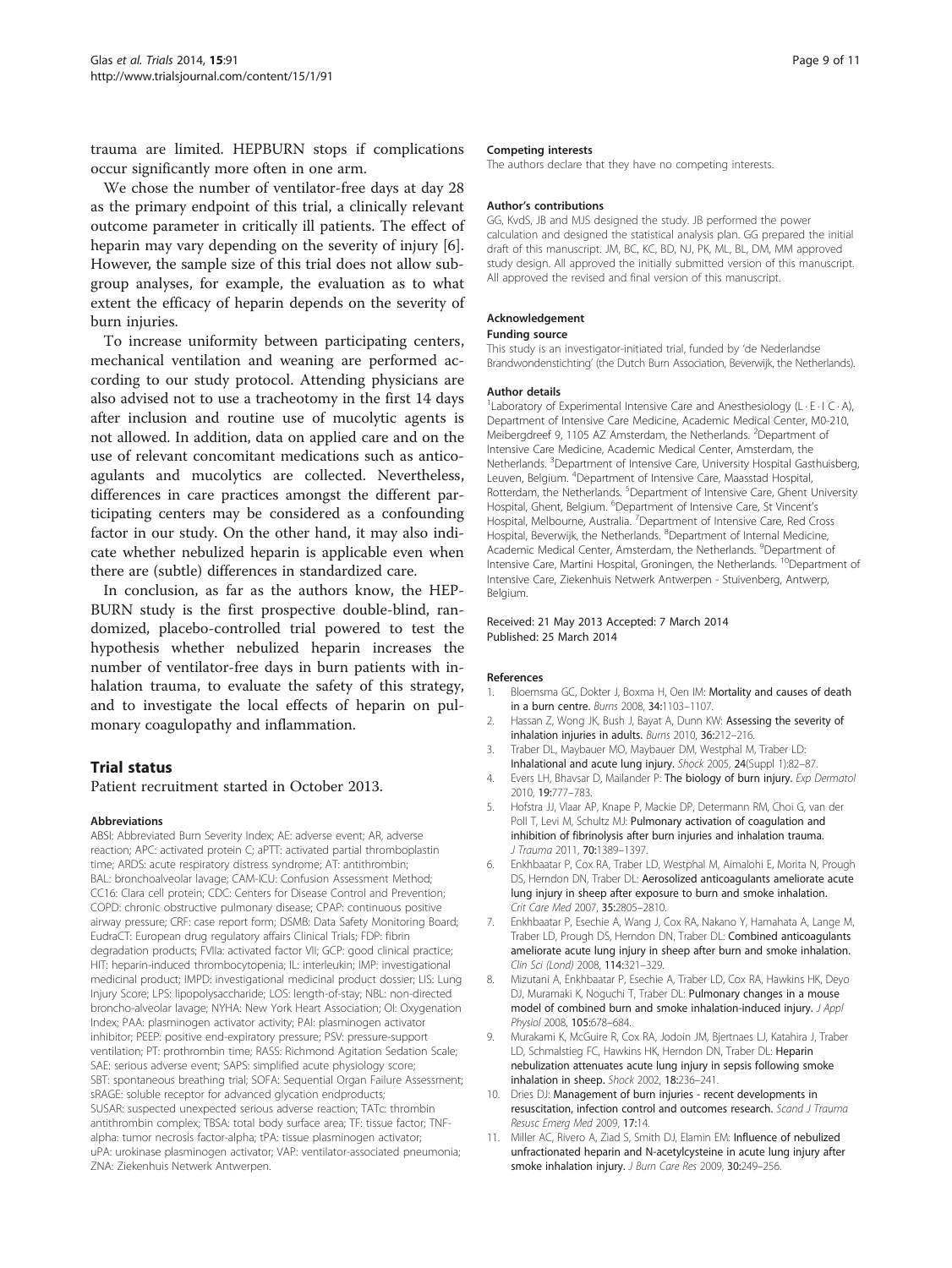trauma are limited. HEPBURN stops if complications occur significantly more often in one arm.

We chose the number of ventilator-free days at day 28 as the primary endpoint of this trial, a clinically relevant outcome parameter in critically ill patients. The effect of heparin may vary depending on the severity of injury [6]. However, the sample size of this trial does not allow subgroup analyses, for example, the evaluation as to what extent the efficacy of heparin depends on the severity of burn injuries.

To increase uniformity between participating centers, mechanical ventilation and weaning are performed according to our study protocol. Attending physicians are also advised not to use a tracheotomy in the first 14 days after inclusion and routine use of mucolytic agents is not allowed. In addition, data on applied care and on the use of relevant concomitant medications such as anticoagulants and mucolytics are collected. Nevertheless, differences in care practices amongst the different participating centers may be considered as a confounding factor in our study. On the other hand, it may also indicate whether nebulized heparin is applicable even when there are (subtle) differences in standardized care.

In conclusion, as far as the authors know, the HEPBURN study is the first prospective double-blind, randomized, placebo-controlled trial powered to test the hypothesis whether nebulized heparin increases the number of ventilator-free days in burn patients with inhalation trauma, to evaluate the safety of this strategy, and to investigate the local effects of heparin on pulmonary coagulopathy and inflammation.

## Trial status

Patient recruitment started in October 2013.

#### Abbreviations

ABSI: Abbreviated Burn Severity Index; AE: adverse event; AR, adverse reaction; APC: activated protein C; aPTT: activated partial thromboplastin time; ARDS: acute respiratory distress syndrome; AT: antithrombin; BAL: bronchoalveolar lavage; CAM-ICU: Confusion Assessment Method; CC16: Clara cell protein; CDC: Centers for Disease Control and Prevention; COPD: chronic obstructive pulmonary disease; CPAP: continuous positive airway pressure; CRF: case report form; DSMB: Data Safety Monitoring Board; EudraCT: European drug regulatory affairs Clinical Trials; FDP: fibrin degradation products; FVIIa: activated factor VII; GCP: good clinical practice; HIT: heparin-induced thrombocytopenia; IL: interleukin; IMP: investigational medicinal product; IMPD: investigational medicinal product dossier; LIS: Lung Injury Score; LPS: lipopolysaccharide; LOS: length-of-stay; NBL: non-directed broncho-alveolar lavage; NYHA: New York Heart Association; OI: Oxygenation Index; PAA: plasminogen activator activity; PAI: plasminogen activator inhibitor; PEEP: positive end-expiratory pressure; PSV: pressure-support ventilation; PT: prothrombin time; RASS: Richmond Agitation Sedation Scale; SAE: serious adverse event; SAPS: simplified acute physiology score; SBT: spontaneous breathing trial; SOFA: Sequential Organ Failure Assessment; sRAGE: soluble receptor for advanced glycation endproducts; SUSAR: suspected unexpected serious adverse reaction; TATc: thrombin antithrombin complex; TBSA: total body surface area; TF: tissue factor; TNF-alpha: tumor necrosis factor-alpha; tPA: tissue plasminogen activator; uPA: urokinase plasminogen activator; VAP: ventilator-associated pneumonia; ZNA: Ziekenhuis Netwerk Antwerpen.

#### Competing interests

The authors declare that they have no competing interests.

#### Author's contributions

GG, KvdS, JB and MJS designed the study. JB performed the power calculation and designed the statistical analysis plan. GG prepared the initial draft of this manuscript. JM, BC, KC, BD, NJ, PK, ML, BL, DM, MM approved study design. All approved the initially submitted version of this manuscript. All approved the revised and final version of this manuscript.

#### Acknowledgement

#### Funding source

This study is an investigator-initiated trial, funded by 'de Nederlandse Brandwondenstichting' (the Dutch Burn Association, Beverwijk, the Netherlands).

#### Author details

[1]Laboratory of Experimental Intensive Care and Anesthesiology (L · E · I C · A), Department of Intensive Care Medicine, Academic Medical Center, M0-210, Meibergdreef 9, 1105 AZ Amsterdam, the Netherlands. [2]Department of Intensive Care Medicine, Academic Medical Center, Amsterdam, the Netherlands. [3]Department of Intensive Care, University Hospital Gasthuisberg, Leuven, Belgium. [4]Department of Intensive Care, Maasstad Hospital, Rotterdam, the Netherlands. [5]Department of Intensive Care, Ghent University Hospital, Ghent, Belgium. [6]Department of Intensive Care, St Vincent's Hospital, Melbourne, Australia. [7]Department of Intensive Care, Red Cross Hospital, Beverwijk, the Netherlands. [8]Department of Internal Medicine, Academic Medical Center, Amsterdam, the Netherlands. [9]Department of Intensive Care, Martini Hospital, Groningen, the Netherlands. [10]Department of Intensive Care, Ziekenhuis Netwerk Antwerpen - Stuivenberg, Antwerp, Belgium.

Received: 21 May 2013 Accepted: 7 March 2014
Published: 25 March 2014

#### References

1. Bloemsma GC, Dokter J, Boxma H, Oen IM: **Mortality and causes of death in a burn centre.** *Burns* 2008, **34:**1103–1107.
2. Hassan Z, Wong JK, Bush J, Bayat A, Dunn KW: **Assessing the severity of inhalation injuries in adults.** *Burns* 2010, **36:**212–216.
3. Traber DL, Maybauer MO, Maybauer DM, Westphal M, Traber LD: **Inhalational and acute lung injury.** *Shock* 2005, **24**(Suppl 1):82–87.
4. Evers LH, Bhavsar D, Mailander P: **The biology of burn injury.** *Exp Dermatol* 2010, **19:**777–783.
5. Hofstra JJ, Vlaar AP, Knape P, Mackie DP, Determann RM, Choi G, van der Poll T, Levi M, Schultz MJ: **Pulmonary activation of coagulation and inhibition of fibrinolysis after burn injuries and inhalation trauma.** *J Trauma* 2011, **70:**1389–1397.
6. Enkhbaatar P, Cox RA, Traber LD, Westphal M, Aimalohi E, Morita N, Prough DS, Herndon DN, Traber DL: **Aerosolized anticoagulants ameliorate acute lung injury in sheep after exposure to burn and smoke inhalation.** *Crit Care Med* 2007, **35:**2805–2810.
7. Enkhbaatar P, Esechie A, Wang J, Cox RA, Nakano Y, Hamahata A, Lange M, Traber LD, Prough DS, Herndon DN, Traber DL: **Combined anticoagulants ameliorate acute lung injury in sheep after burn and smoke inhalation.** *Clin Sci (Lond)* 2008, **114:**321–329.
8. Mizutani A, Enkhbaatar P, Esechie A, Traber LD, Cox RA, Hawkins HK, Deyo DJ, Muramaki K, Noguchi T, Traber DL: **Pulmonary changes in a mouse model of combined burn and smoke inhalation-induced injury.** *J Appl Physiol* 2008, **105:**678–684.
9. Murakami K, McGuire R, Cox RA, Jodoin JM, Bjertnaes LJ, Katahira J, Traber LD, Schmalstieg FC, Hawkins HK, Herndon DN, Traber DL: **Heparin nebulization attenuates acute lung injury in sepsis following smoke inhalation in sheep.** *Shock* 2002, **18:**236–241.
10. Dries DJ: **Management of burn injuries - recent developments in resuscitation, infection control and outcomes research.** *Scand J Trauma Resusc Emerg Med* 2009, **17:**14.
11. Miller AC, Rivero A, Ziad S, Smith DJ, Elamin EM: **Influence of nebulized unfractionated heparin and N-acetylcysteine in acute lung injury after smoke inhalation injury.** *J Burn Care Res* 2009, **30:**249–256.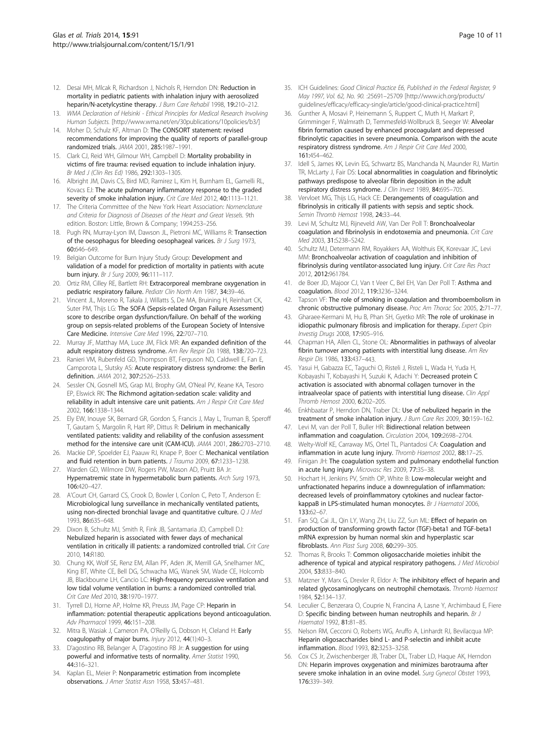12. Desai MH, Mlcak R, Richardson J, Nichols R, Herndon DN: **Reduction in mortality in pediatric patients with inhalation injury with aerosolized heparin/N-acetylcystine therapy.** *J Burn Care Rehabil* 1998, **19**:210–212.
13. *WMA Declaration of Helsinki - Ethical Principles for Medical Research Involving Human Subjects.* [http://www.wma.net/en/30publications/10policies/b3/]
14. Moher D, Schulz KF, Altman D: **The CONSORT statement: revised recommendations for improving the quality of reports of parallel-group randomized trials.** *JAMA* 2001, **285**:1987–1991.
15. Clark CJ, Reid WH, Gilmour WH, Campbell D: **Mortality probability in victims of fire trauma: revised equation to include inhalation injury.** *Br Med J (Clin Res Ed)* 1986, **292**:1303–1305.
16. Albright JM, Davis CS, Bird MD, Ramirez L, Kim H, Burnham EL, Gamelli RL, Kovacs EJ: **The acute pulmonary inflammatory response to the graded severity of smoke inhalation injury.** *Crit Care Med* 2012, **40**:1113–1121.
17. The Criteria Committee of the New York Heart Association: *Nomenclature and Criteria for Diagnosis of Diseases of the Heart and Great Vessels.* 9th edition. Boston: Little, Brown & Company; 1994:253–256.
18. Pugh RN, Murray-Lyon IM, Dawson JL, Pietroni MC, Williams R: **Transection of the oesophagus for bleeding oesophageal varices.** *Br J Surg* 1973, **60**:646–649.
19. Belgian Outcome for Burn Injury Study Group: **Development and validation of a model for prediction of mortality in patients with acute burn injury.** *Br J Surg* 2009, **96**:111–117.
20. Ortiz RM, Cilley RE, Bartlett RH: **Extracorporeal membrane oxygenation in pediatric respiratory failure.** *Pediatr Clin North Am* 1987, **34**:39–46.
21. Vincent JL, Moreno R, Takala J, Willatts S, De MA, Bruining H, Reinhart CK, Suter PM, Thijs LG: **The SOFA (Sepsis-related Organ Failure Assessment) score to describe organ dysfunction/failure. On behalf of the working group on sepsis-related problems of the European Society of Intensive Care Medicine.** *Intensive Care Med* 1996, **22**:707–710.
22. Murray JF, Matthay MA, Luce JM, Flick MR: **An expanded definition of the adult respiratory distress syndrome.** *Am Rev Respir Dis* 1988, **138**:720–723.
23. Ranieri VM, Rubenfeld GD, Thompson BT, Ferguson ND, Caldwell E, Fan E, Camporota L, Slutsky AS: **Acute respiratory distress syndrome: the Berlin definition.** *JAMA* 2012, **307**:2526–2533.
24. Sessler CN, Gosnell MS, Grap MJ, Brophy GM, O'Neal PV, Keane KA, Tesoro EP, Elswick RK: **The Richmond agitation-sedation scale: validity and reliability in adult intensive care unit patients.** *Am J Respir Crit Care Med* 2002, **166**:1338–1344.
25. Ely EW, Inouye SK, Bernard GR, Gordon S, Francis J, May L, Truman B, Speroff T, Gautam S, Margolin R, Hart RP, Dittus R: **Delirium in mechanically ventilated patients: validity and reliability of the confusion assessment method for the intensive care unit (CAM-ICU).** *JAMA* 2001, **286**:2703–2710.
26. Mackie DP, Spoelder EJ, Paauw RJ, Knape P, Boer C: **Mechanical ventilation and fluid retention in burn patients.** *J Trauma* 2009, **67**:1233–1238.
27. Warden GD, Wilmore DW, Rogers PW, Mason AD, Pruitt BA Jr: **Hypernatremic state in hypermetabolic burn patients.** *Arch Surg* 1973, **106**:420–427.
28. A'Court CH, Garrard CS, Crook D, Bowler I, Conlon C, Peto T, Anderson E: **Microbiological lung surveillance in mechanically ventilated patients, using non-directed bronchial lavage and quantitative culture.** *Q J Med* 1993, **86**:635–648.
29. Dixon B, Schultz MJ, Smith R, Fink JB, Santamaria JD, Campbell DJ: **Nebulized heparin is associated with fewer days of mechanical ventilation in critically ill patients: a randomized controlled trial.** *Crit Care* 2010, **14**:R180.
30. Chung KK, Wolf SE, Renz EM, Allan PF, Aden JK, Merrill GA, Shelhamer MC, King BT, White CE, Bell DG, Schwacha MG, Wanek SM, Wade CE, Holcomb JB, Blackbourne LH, Cancio LC: **High-frequency percussive ventilation and low tidal volume ventilation in burns: a randomized controlled trial.** *Crit Care Med* 2010, **38**:1970–1977.
31. Tyrrell DJ, Horne AP, Holme KR, Preuss JM, Page CP: **Heparin in inflammation: potential therapeutic applications beyond anticoagulation.** *Adv Pharmacol* 1999, **46**:151–208.
32. Mitra B, Wasiak J, Cameron PA, O'Reilly G, Dobson H, Cleland H: **Early coagulopathy of major burns.** *Injury* 2012, **44**(1):40–3.
33. D'agostino RB, Belanger A, D'agostino RB Jr: **A suggestion for using powerful and informative tests of normality.** *Amer Statist* 1990, **44**:316–321.
34. Kaplan EL, Meier P: **Nonparametric estimation from incomplete observations.** *J Amer Statist Assn* 1958, **53**:457–481.
35. ICH Guidelines: *Good Clinical Practice E6, Published in the Federal Register, 9 May 1997, Vol. 62, No. 90.* :25691–25709 [http://www.ich.org/products/guidelines/efficacy/efficacy-single/article/good-clinical-practice.html]
36. Gunther A, Mosavi P, Heinemann S, Ruppert C, Muth H, Markart P, Grimminger F, Walmrath D, Temmesfeld-Wollbruck B, Seeger W: **Alveolar fibrin formation caused by enhanced procoagulant and depressed fibrinolytic capacities in severe pneumonia. Comparison with the acute respiratory distress syndrome.** *Am J Respir Crit Care Med* 2000, **161**:454–462.
37. Idell S, James KK, Levin EG, Schwartz BS, Manchanda N, Maunder RJ, Martin TR, McLarty J, Fair DS: **Local abnormalities in coagulation and fibrinolytic pathways predispose to alveolar fibrin deposition in the adult respiratory distress syndrome.** *J Clin Invest* 1989, **84**:695–705.
38. Vervloet MG, Thijs LG, Hack CE: **Derangements of coagulation and fibrinolysis in critically ill patients with sepsis and septic shock.** *Semin Thromb Hemost* 1998, **24**:33–44.
39. Levi M, Schultz MJ, Rijneveld AW, Van Der Poll T: **Bronchoalveolar coagulation and fibrinolysis in endotoxemia and pneumonia.** *Crit Care Med* 2003, **31**:S238–S242.
40. Schultz MJ, Determann RM, Royakkers AA, Wolthuis EK, Korevaar JC, Levi MM: **Bronchoalveolar activation of coagulation and inhibition of fibrinolysis during ventilator-associated lung injury.** *Crit Care Res Pract* 2012, **2012**:961784.
41. de Boer JD, Majoor CJ, Van t Veer C, Bel EH, Van Der Poll T: **Asthma and coagulation.** *Blood* 2012, **119**:3236–3244.
42. Tapson VF: **The role of smoking in coagulation and thromboembolism in chronic obstructive pulmonary disease.** *Proc Am Thorac Soc* 2005, **2**:71–77.
43. Gharaee-Kermani M, Hu B, Phan SH, Gyetko MR: **The role of urokinase in idiopathic pulmonary fibrosis and implication for therapy.** *Expert Opin Investig Drugs* 2008, **17**:905–916.
44. Chapman HA, Allen CL, Stone OL: **Abnormalities in pathways of alveolar fibrin turnover among patients with interstitial lung disease.** *Am Rev Respir Dis* 1986, **133**:437–443.
45. Yasui H, Gabazza EC, Taguchi O, Risteli J, Risteli L, Wada H, Yuda H, Kobayashi T, Kobayashi H, Suzuki K, Adachi Y: **Decreased protein C activation is associated with abnormal collagen turnover in the intraalveolar space of patients with interstitial lung disease.** *Clin Appl Thromb Hemost* 2000, **6**:202–205.
46. Enkhbaatar P, Herndon DN, Traber DL: **Use of nebulized heparin in the treatment of smoke inhalation injury.** *J Burn Care Res* 2009, **30**:159–162.
47. Levi M, van der Poll T, Buller HR: **Bidirectional relation between inflammation and coagulation.** *Circulation* 2004, **109**:2698–2704.
48. Welty-Wolf KE, Carraway MS, Ortel TL, Piantadosi CA: **Coagulation and inflammation in acute lung injury.** *Thromb Haemost* 2002, **88**:17–25.
49. Finigan JH: **The coagulation system and pulmonary endothelial function in acute lung injury.** *Microvasc Res* 2009, **77**:35–38.
50. Hochart H, Jenkins PV, Smith OP, White B: **Low-molecular weight and unfractionated heparins induce a downregulation of inflammation: decreased levels of proinflammatory cytokines and nuclear factor-kappaB in LPS-stimulated human monocytes.** *Br J Haematol* 2006, **133**:62–67.
51. Fan SQ, Cai JL, Qin LY, Wang ZH, Liu ZZ, Sun ML: **Effect of heparin on production of transforming growth factor (TGF)-beta1 and TGF-beta1 mRNA expression by human normal skin and hyperplastic scar fibroblasts.** *Ann Plast Surg* 2008, **60**:299–305.
52. Thomas R, Brooks T: **Common oligosaccharide moieties inhibit the adherence of typical and atypical respiratory pathogens.** *J Med Microbiol* 2004, **53**:833–840.
53. Matzner Y, Marx G, Drexler R, Eldor A: **The inhibitory effect of heparin and related glycosaminoglycans on neutrophil chemotaxis.** *Thromb Haemost* 1984, **52**:134–137.
54. Leculier C, Benzerara O, Couprie N, Francina A, Lasne Y, Archimbaud E, Fiere D: **Specific binding between human neutrophils and heparin.** *Br J Haematol* 1992, **81**:81–85.
55. Nelson RM, Cecconi O, Roberts WG, Aruffo A, Linhardt RJ, Bevilacqua MP: **Heparin oligosaccharides bind L- and P-selectin and inhibit acute inflammation.** *Blood* 1993, **82**:3253–3258.
56. Cox CS Jr, Zwischenberger JB, Traber DL, Traber LD, Haque AK, Herndon DN: **Heparin improves oxygenation and minimizes barotrauma after severe smoke inhalation in an ovine model.** *Surg Gynecol Obstet* 1993, **176**:339–349.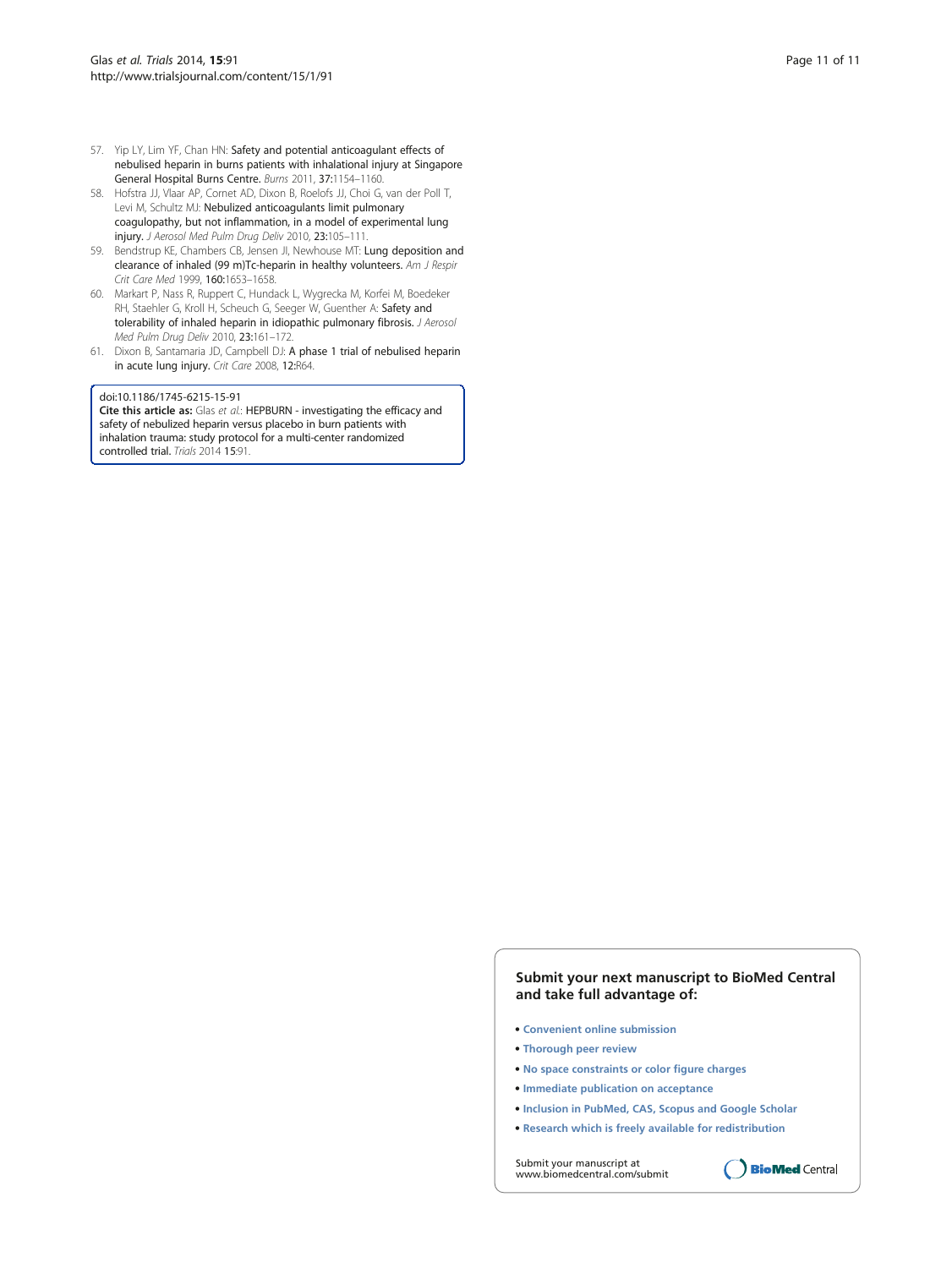57. Yip LY, Lim YF, Chan HN: **Safety and potential anticoagulant effects of nebulised heparin in burns patients with inhalational injury at Singapore General Hospital Burns Centre.** *Burns* 2011, **37:**1154–1160.
58. Hofstra JJ, Vlaar AP, Cornet AD, Dixon B, Roelofs JJ, Choi G, van der Poll T, Levi M, Schultz MJ: **Nebulized anticoagulants limit pulmonary coagulopathy, but not inflammation, in a model of experimental lung injury.** *J Aerosol Med Pulm Drug Deliv* 2010, **23:**105–111.
59. Bendstrup KE, Chambers CB, Jensen JI, Newhouse MT: **Lung deposition and clearance of inhaled (99 m)Tc-heparin in healthy volunteers.** *Am J Respir Crit Care Med* 1999, **160:**1653–1658.
60. Markart P, Nass R, Ruppert C, Hundack L, Wygrecka M, Korfei M, Boedeker RH, Staehler G, Kroll H, Scheuch G, Seeger W, Guenther A: **Safety and tolerability of inhaled heparin in idiopathic pulmonary fibrosis.** *J Aerosol Med Pulm Drug Deliv* 2010, **23:**161–172.
61. Dixon B, Santamaria JD, Campbell DJ: **A phase 1 trial of nebulised heparin in acute lung injury.** *Crit Care* 2008, **12:**R64.

doi:10.1186/1745-6215-15-91
**Cite this article as:** Glas *et al.*: HEPBURN - investigating the efficacy and safety of nebulized heparin versus placebo in burn patients with inhalation trauma: study protocol for a multi-center randomized controlled trial. *Trials* 2014 **15**:91.

**Submit your next manuscript to BioMed Central and take full advantage of:**

- **Convenient online submission**
- **Thorough peer review**
- **No space constraints or color figure charges**
- **Immediate publication on acceptance**
- **Inclusion in PubMed, CAS, Scopus and Google Scholar**
- **Research which is freely available for redistribution**

Submit your manuscript at
www.biomedcentral.com/submit

BioMed Central